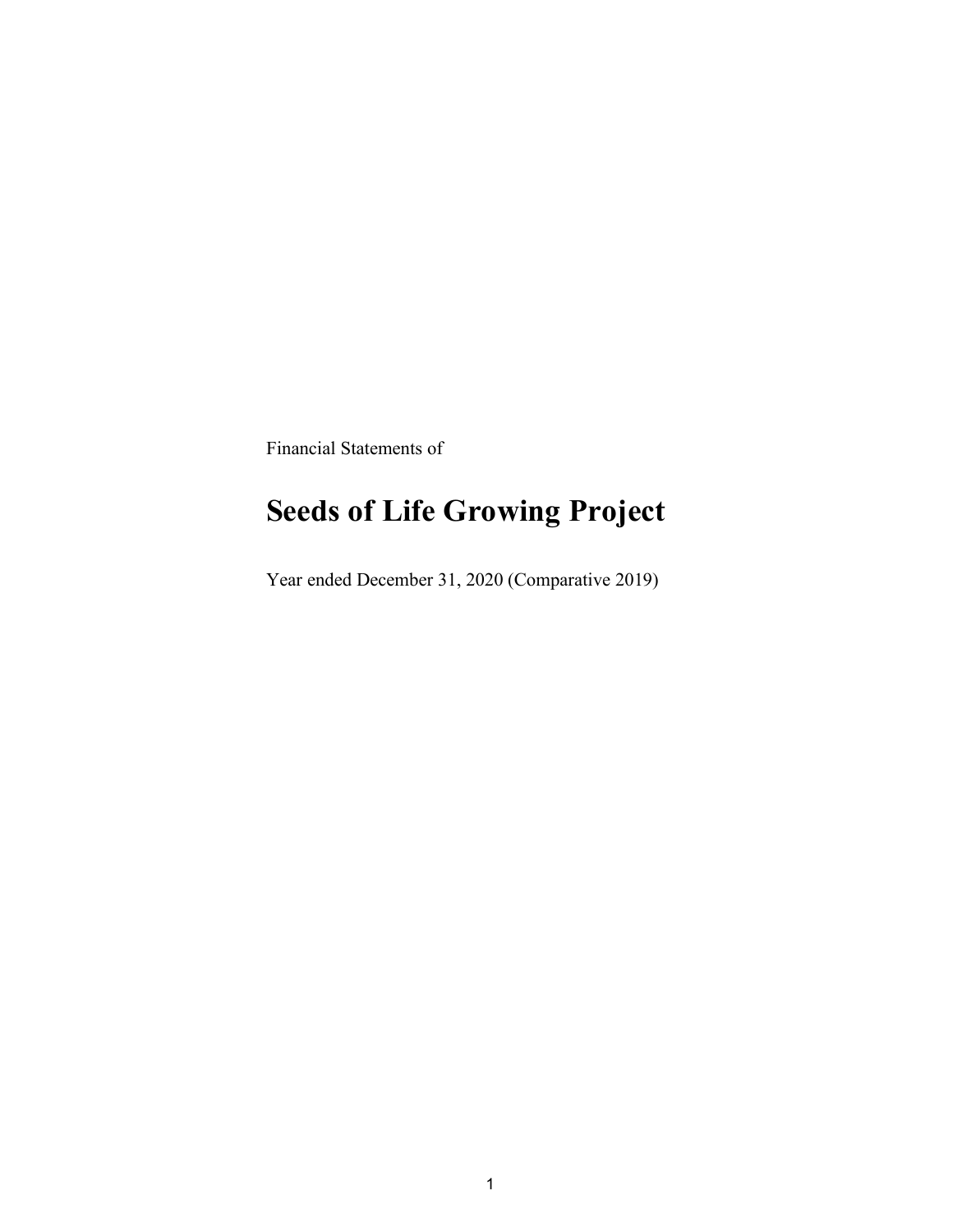Financial Statements of

# Seeds of Life Growing Project

Year ended December 31, 2020 (Comparative 2019)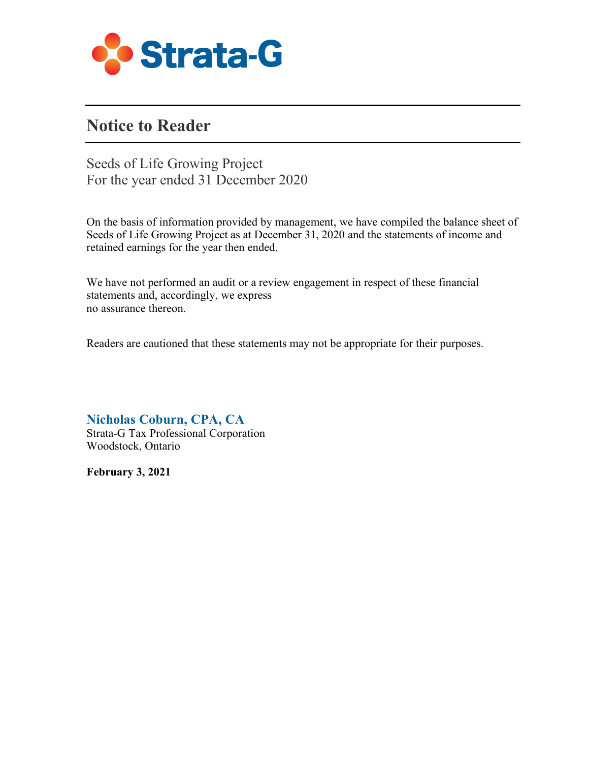Strata-G

# Notice to Reader

Seeds of Life Growing Project
For the year ended 31 December 2020

On the basis of information provided by management, we have compiled the balance sheet of Seeds of Life Growing Project as at December 31, 2020 and the statements of income and retained earnings for the year then ended.

We have not performed an audit or a review engagement in respect of these financial statements and, accordingly, we express no assurance thereon.

Readers are cautioned that these statements may not be appropriate for their purposes.

**Nicholas Coburn, CPA, CA**
Strata-G Tax Professional Corporation
Woodstock, Ontario

**February 3, 2021**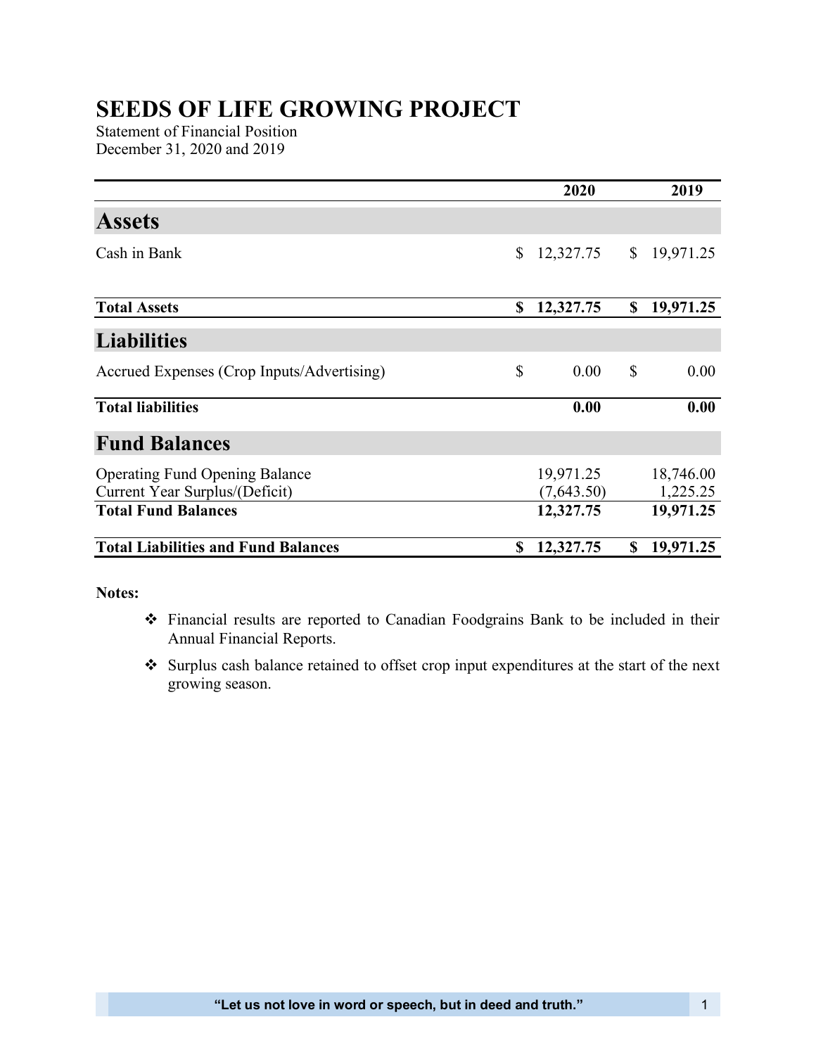# SEEDS OF LIFE GROWING PROJECT

Statement of Financial Position
December 31, 2020 and 2019

| | 2020 | 2019 |
|---|---|---|
| **Assets** | | |
| Cash in Bank | $ 12,327.75 | $ 19,971.25 |
| **Total Assets** | **$ 12,327.75** | **$ 19,971.25** |
| **Liabilities** | | |
| Accrued Expenses (Crop Inputs/Advertising) | $ 0.00 | $ 0.00 |
| **Total liabilities** | **0.00** | **0.00** |
| **Fund Balances** | | |
| Operating Fund Opening Balance | 19,971.25 | 18,746.00 |
| Current Year Surplus/(Deficit) | (7,643.50) | 1,225.25 |
| **Total Fund Balances** | **12,327.75** | **19,971.25** |
| **Total Liabilities and Fund Balances** | **$ 12,327.75** | **$ 19,971.25** |

**Notes:**

- Financial results are reported to Canadian Foodgrains Bank to be included in their Annual Financial Reports.
- Surplus cash balance retained to offset crop input expenditures at the start of the next growing season.

**"Let us not love in word or speech, but in deed and truth."**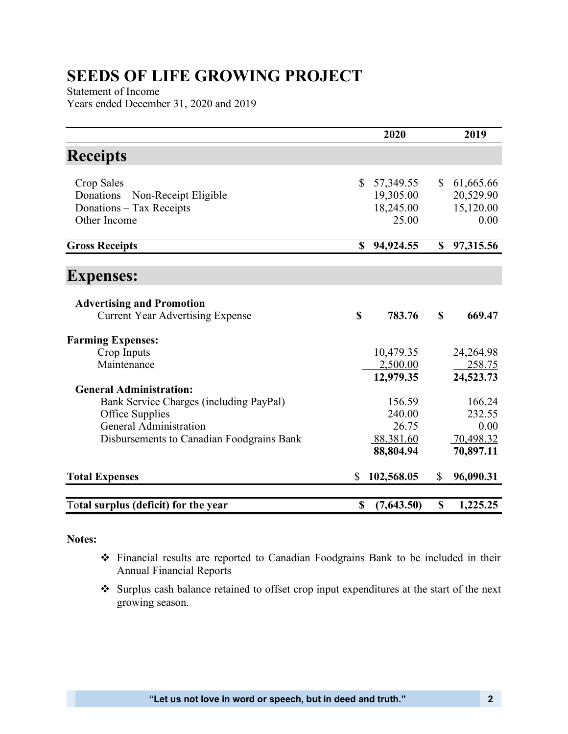# SEEDS OF LIFE GROWING PROJECT

Statement of Income
Years ended December 31, 2020 and 2019

| | 2020 | 2019 |
|---|---|---|
| **Receipts** | | |
| Crop Sales | $ 57,349.55 | $ 61,665.66 |
| Donations – Non-Receipt Eligible | 19,305.00 | 20,529.90 |
| Donations – Tax Receipts | 18,245.00 | 15,120.00 |
| Other Income | 25.00 | 0.00 |
| **Gross Receipts** | **$ 94,924.55** | **$ 97,315.56** |
| **Expenses:** | | |
| **Advertising and Promotion** | | |
| Current Year Advertising Expense | **$ 783.76** | **$ 669.47** |
| **Farming Expenses:** | | |
| Crop Inputs | 10,479.35 | 24,264.98 |
| Maintenance | 2,500.00 | 258.75 |
| | **12,979.35** | **24,523.73** |
| **General Administration:** | | |
| Bank Service Charges (including PayPal) | 156.59 | 166.24 |
| Office Supplies | 240.00 | 232.55 |
| General Administration | 26.75 | 0.00 |
| Disbursements to Canadian Foodgrains Bank | 88,381.60 | 70,498.32 |
| | **88,804.94** | **70,897.11** |
| **Total Expenses** | $ **102,568.05** | $ **96,090.31** |
| T**otal surplus (deficit) for the year** | **$ (7,643.50)** | **$ 1,225.25** |

**Notes:**

- Financial results are reported to Canadian Foodgrains Bank to be included in their Annual Financial Reports
- Surplus cash balance retained to offset crop input expenditures at the start of the next growing season.

**"Let us not love in word or speech, but in deed and truth."**